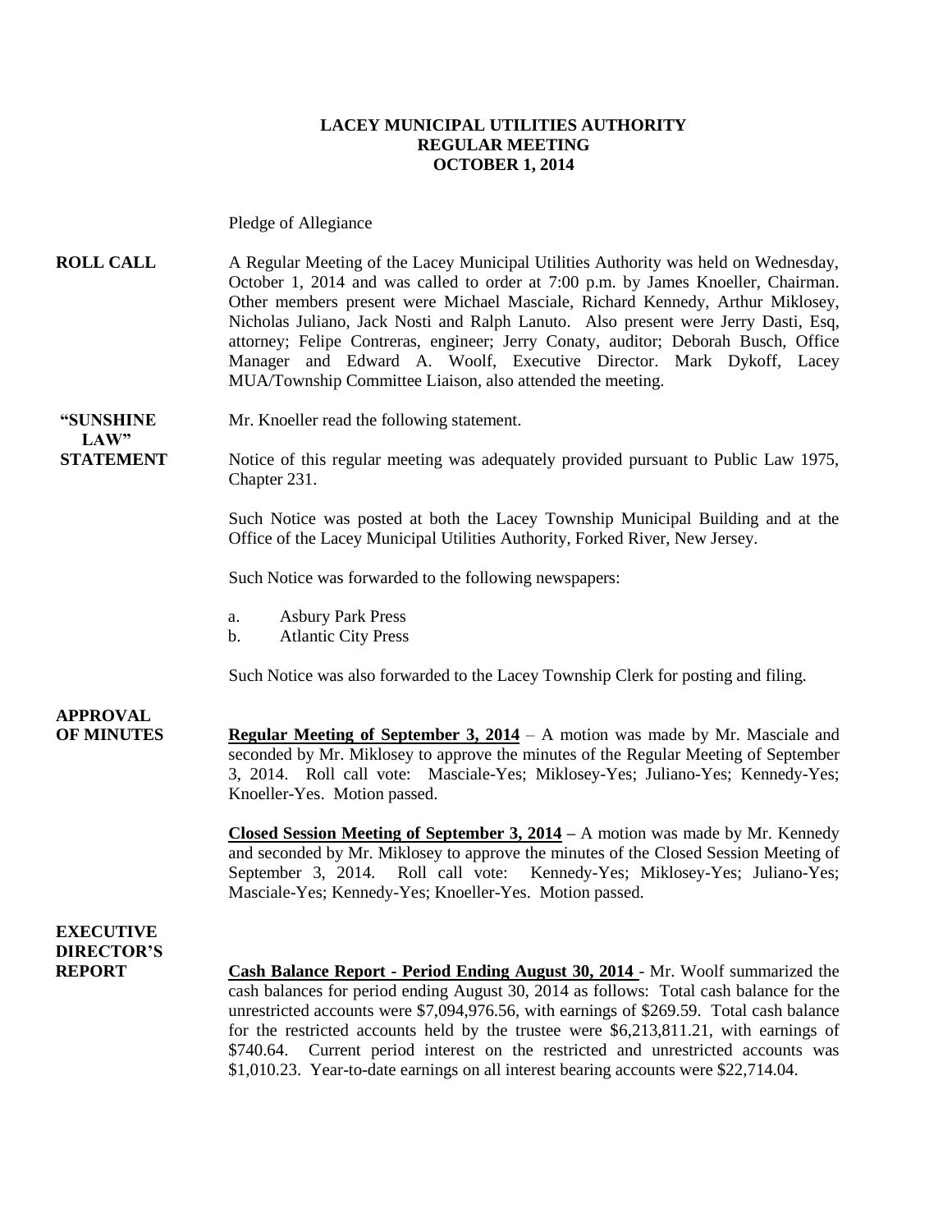# LACEY MUNICIPAL UTILITIES AUTHORITY
## REGULAR MEETING
## OCTOBER 1, 2014

Pledge of Allegiance

**ROLL CALL**

A Regular Meeting of the Lacey Municipal Utilities Authority was held on Wednesday, October 1, 2014 and was called to order at 7:00 p.m. by James Knoeller, Chairman. Other members present were Michael Masciale, Richard Kennedy, Arthur Miklosey, Nicholas Juliano, Jack Nosti and Ralph Lanuto. Also present were Jerry Dasti, Esq, attorney; Felipe Contreras, engineer; Jerry Conaty, auditor; Deborah Busch, Office Manager and Edward A. Woolf, Executive Director. Mark Dykoff, Lacey MUA/Township Committee Liaison, also attended the meeting.

**"SUNSHINE LAW" STATEMENT**

Mr. Knoeller read the following statement.

Notice of this regular meeting was adequately provided pursuant to Public Law 1975, Chapter 231.

Such Notice was posted at both the Lacey Township Municipal Building and at the Office of the Lacey Municipal Utilities Authority, Forked River, New Jersey.

Such Notice was forwarded to the following newspapers:

a. Asbury Park Press
b. Atlantic City Press

Such Notice was also forwarded to the Lacey Township Clerk for posting and filing.

**APPROVAL OF MINUTES**

**Regular Meeting of September 3, 2014** – A motion was made by Mr. Masciale and seconded by Mr. Miklosey to approve the minutes of the Regular Meeting of September 3, 2014. Roll call vote: Masciale-Yes; Miklosey-Yes; Juliano-Yes; Kennedy-Yes; Knoeller-Yes. Motion passed.

**Closed Session Meeting of September 3, 2014** – A motion was made by Mr. Kennedy and seconded by Mr. Miklosey to approve the minutes of the Closed Session Meeting of September 3, 2014. Roll call vote: Kennedy-Yes; Miklosey-Yes; Juliano-Yes; Masciale-Yes; Kennedy-Yes; Knoeller-Yes. Motion passed.

**EXECUTIVE DIRECTOR'S REPORT**

**Cash Balance Report - Period Ending August 30, 2014** - Mr. Woolf summarized the cash balances for period ending August 30, 2014 as follows: Total cash balance for the unrestricted accounts were $7,094,976.56, with earnings of $269.59. Total cash balance for the restricted accounts held by the trustee were $6,213,811.21, with earnings of $740.64. Current period interest on the restricted and unrestricted accounts was $1,010.23. Year-to-date earnings on all interest bearing accounts were $22,714.04.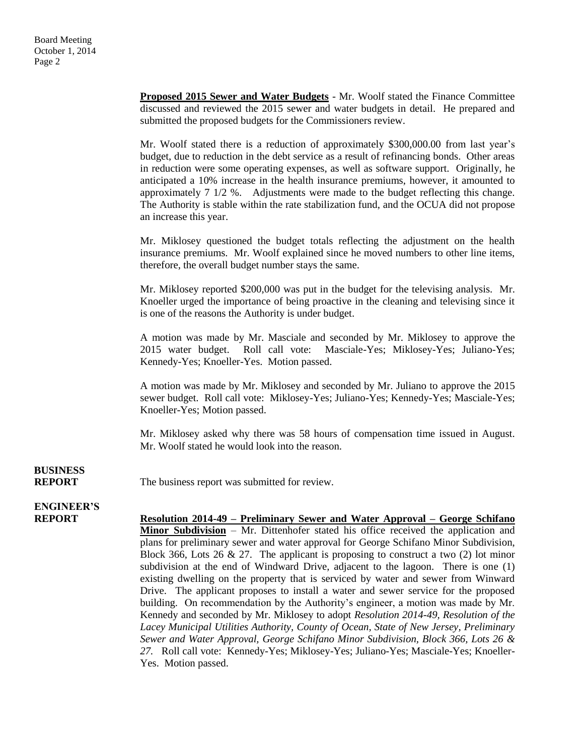**Proposed 2015 Sewer and Water Budgets** - Mr. Woolf stated the Finance Committee discussed and reviewed the 2015 sewer and water budgets in detail. He prepared and submitted the proposed budgets for the Commissioners review.

Mr. Woolf stated there is a reduction of approximately $300,000.00 from last year's budget, due to reduction in the debt service as a result of refinancing bonds. Other areas in reduction were some operating expenses, as well as software support. Originally, he anticipated a 10% increase in the health insurance premiums, however, it amounted to approximately 7 1/2 %. Adjustments were made to the budget reflecting this change. The Authority is stable within the rate stabilization fund, and the OCUA did not propose an increase this year.

Mr. Miklosey questioned the budget totals reflecting the adjustment on the health insurance premiums. Mr. Woolf explained since he moved numbers to other line items, therefore, the overall budget number stays the same.

Mr. Miklosey reported $200,000 was put in the budget for the televising analysis. Mr. Knoeller urged the importance of being proactive in the cleaning and televising since it is one of the reasons the Authority is under budget.

A motion was made by Mr. Masciale and seconded by Mr. Miklosey to approve the 2015 water budget. Roll call vote: Masciale-Yes; Miklosey-Yes; Juliano-Yes; Kennedy-Yes; Knoeller-Yes. Motion passed.

A motion was made by Mr. Miklosey and seconded by Mr. Juliano to approve the 2015 sewer budget. Roll call vote: Miklosey-Yes; Juliano-Yes; Kennedy-Yes; Masciale-Yes; Knoeller-Yes; Motion passed.

Mr. Miklosey asked why there was 58 hours of compensation time issued in August. Mr. Woolf stated he would look into the reason.

**BUSINESS REPORT**

The business report was submitted for review.

**ENGINEER'S REPORT**

**Resolution 2014-49 – Preliminary Sewer and Water Approval – George Schifano Minor Subdivision** – Mr. Dittenhofer stated his office received the application and plans for preliminary sewer and water approval for George Schifano Minor Subdivision, Block 366, Lots 26 & 27. The applicant is proposing to construct a two (2) lot minor subdivision at the end of Windward Drive, adjacent to the lagoon. There is one (1) existing dwelling on the property that is serviced by water and sewer from Winward Drive. The applicant proposes to install a water and sewer service for the proposed building. On recommendation by the Authority's engineer, a motion was made by Mr. Kennedy and seconded by Mr. Miklosey to adopt *Resolution 2014-49, Resolution of the Lacey Municipal Utilities Authority, County of Ocean, State of New Jersey, Preliminary Sewer and Water Approval, George Schifano Minor Subdivision, Block 366, Lots 26 & 27.* Roll call vote: Kennedy-Yes; Miklosey-Yes; Juliano-Yes; Masciale-Yes; Knoeller-Yes. Motion passed.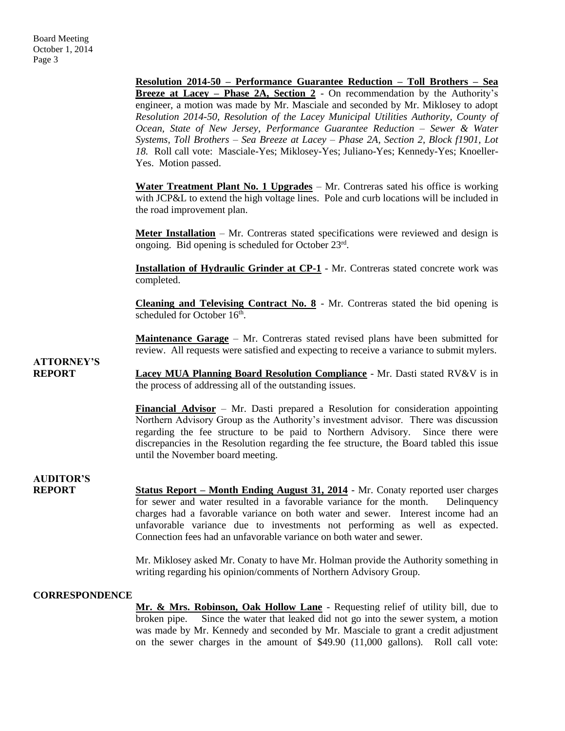**Resolution 2014-50 – Performance Guarantee Reduction – Toll Brothers – Sea Breeze at Lacey – Phase 2A, Section 2** - On recommendation by the Authority's engineer, a motion was made by Mr. Masciale and seconded by Mr. Miklosey to adopt *Resolution 2014-50, Resolution of the Lacey Municipal Utilities Authority, County of Ocean, State of New Jersey, Performance Guarantee Reduction – Sewer & Water Systems, Toll Brothers – Sea Breeze at Lacey – Phase 2A, Section 2, Block f1901, Lot 18.* Roll call vote: Masciale-Yes; Miklosey-Yes; Juliano-Yes; Kennedy-Yes; Knoeller-Yes. Motion passed.

**Water Treatment Plant No. 1 Upgrades** – Mr. Contreras sated his office is working with JCP&L to extend the high voltage lines. Pole and curb locations will be included in the road improvement plan.

**Meter Installation** – Mr. Contreras stated specifications were reviewed and design is ongoing. Bid opening is scheduled for October 23rd.

**Installation of Hydraulic Grinder at CP-1** - Mr. Contreras stated concrete work was completed.

**Cleaning and Televising Contract No. 8** - Mr. Contreras stated the bid opening is scheduled for October 16th.

**Maintenance Garage** – Mr. Contreras stated revised plans have been submitted for review. All requests were satisfied and expecting to receive a variance to submit mylers.

**ATTORNEY'S REPORT**

**Lacey MUA Planning Board Resolution Compliance** - Mr. Dasti stated RV&V is in the process of addressing all of the outstanding issues.

**Financial Advisor** – Mr. Dasti prepared a Resolution for consideration appointing Northern Advisory Group as the Authority's investment advisor. There was discussion regarding the fee structure to be paid to Northern Advisory. Since there were discrepancies in the Resolution regarding the fee structure, the Board tabled this issue until the November board meeting.

**AUDITOR'S REPORT**

**Status Report – Month Ending August 31, 2014** - Mr. Conaty reported user charges for sewer and water resulted in a favorable variance for the month. Delinquency charges had a favorable variance on both water and sewer. Interest income had an unfavorable variance due to investments not performing as well as expected. Connection fees had an unfavorable variance on both water and sewer.

Mr. Miklosey asked Mr. Conaty to have Mr. Holman provide the Authority something in writing regarding his opinion/comments of Northern Advisory Group.

**CORRESPONDENCE**

**Mr. & Mrs. Robinson, Oak Hollow Lane** - Requesting relief of utility bill, due to broken pipe. Since the water that leaked did not go into the sewer system, a motion was made by Mr. Kennedy and seconded by Mr. Masciale to grant a credit adjustment on the sewer charges in the amount of $49.90 (11,000 gallons). Roll call vote: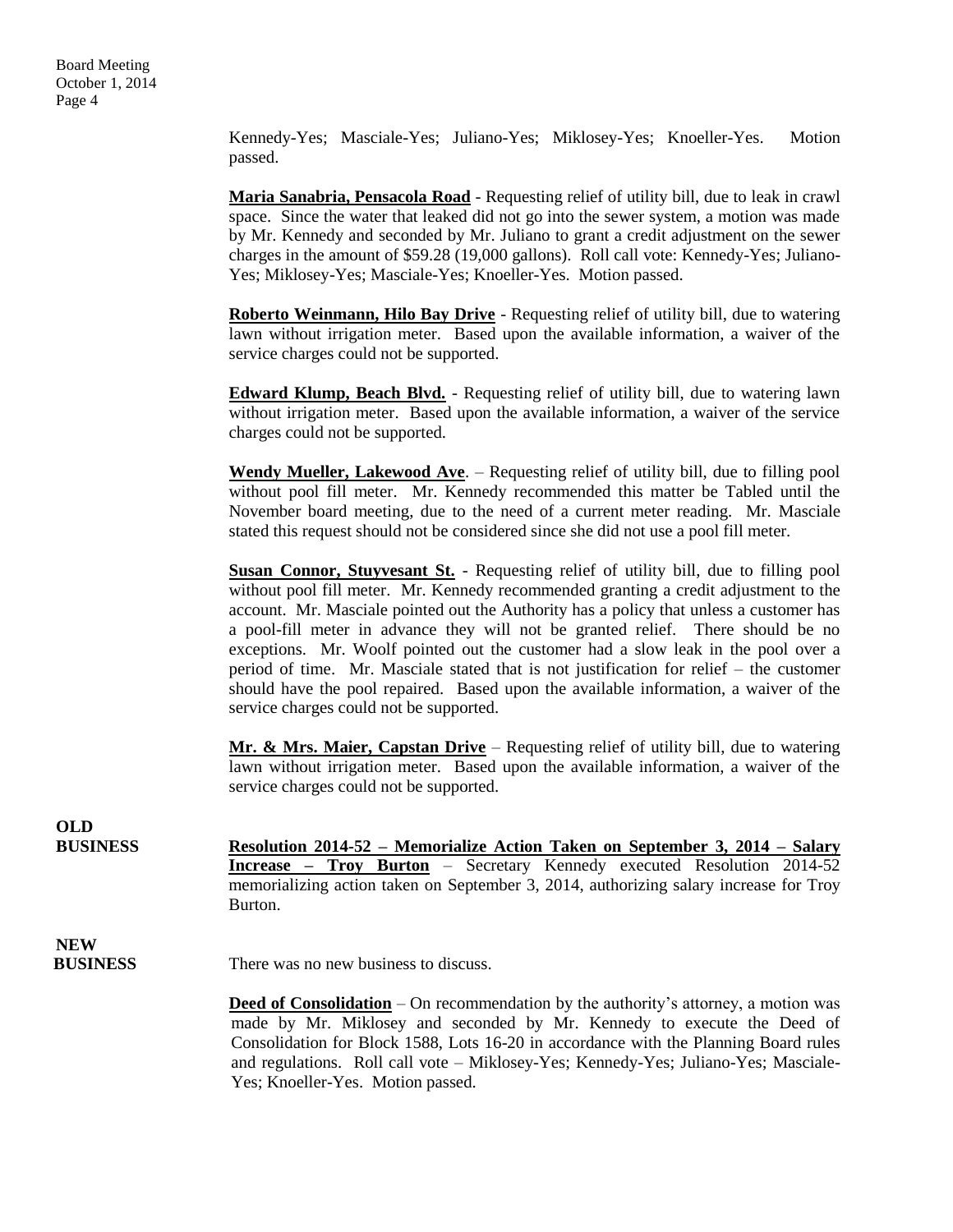Kennedy-Yes; Masciale-Yes; Juliano-Yes; Miklosey-Yes; Knoeller-Yes. Motion passed.

**Maria Sanabria, Pensacola Road** - Requesting relief of utility bill, due to leak in crawl space. Since the water that leaked did not go into the sewer system, a motion was made by Mr. Kennedy and seconded by Mr. Juliano to grant a credit adjustment on the sewer charges in the amount of $59.28 (19,000 gallons). Roll call vote: Kennedy-Yes; Juliano-Yes; Miklosey-Yes; Masciale-Yes; Knoeller-Yes. Motion passed.

**Roberto Weinmann, Hilo Bay Drive** - Requesting relief of utility bill, due to watering lawn without irrigation meter. Based upon the available information, a waiver of the service charges could not be supported.

**Edward Klump, Beach Blvd.** - Requesting relief of utility bill, due to watering lawn without irrigation meter. Based upon the available information, a waiver of the service charges could not be supported.

**Wendy Mueller, Lakewood Ave**. – Requesting relief of utility bill, due to filling pool without pool fill meter. Mr. Kennedy recommended this matter be Tabled until the November board meeting, due to the need of a current meter reading. Mr. Masciale stated this request should not be considered since she did not use a pool fill meter.

**Susan Connor, Stuyvesant St.** - Requesting relief of utility bill, due to filling pool without pool fill meter. Mr. Kennedy recommended granting a credit adjustment to the account. Mr. Masciale pointed out the Authority has a policy that unless a customer has a pool-fill meter in advance they will not be granted relief. There should be no exceptions. Mr. Woolf pointed out the customer had a slow leak in the pool over a period of time. Mr. Masciale stated that is not justification for relief – the customer should have the pool repaired. Based upon the available information, a waiver of the service charges could not be supported.

**Mr. & Mrs. Maier, Capstan Drive** – Requesting relief of utility bill, due to watering lawn without irrigation meter. Based upon the available information, a waiver of the service charges could not be supported.

## OLD BUSINESS

**Resolution 2014-52 – Memorialize Action Taken on September 3, 2014 – Salary Increase – Troy Burton** – Secretary Kennedy executed Resolution 2014-52 memorializing action taken on September 3, 2014, authorizing salary increase for Troy Burton.

## NEW BUSINESS

There was no new business to discuss.

**Deed of Consolidation** – On recommendation by the authority's attorney, a motion was made by Mr. Miklosey and seconded by Mr. Kennedy to execute the Deed of Consolidation for Block 1588, Lots 16-20 in accordance with the Planning Board rules and regulations. Roll call vote – Miklosey-Yes; Kennedy-Yes; Juliano-Yes; Masciale-Yes; Knoeller-Yes. Motion passed.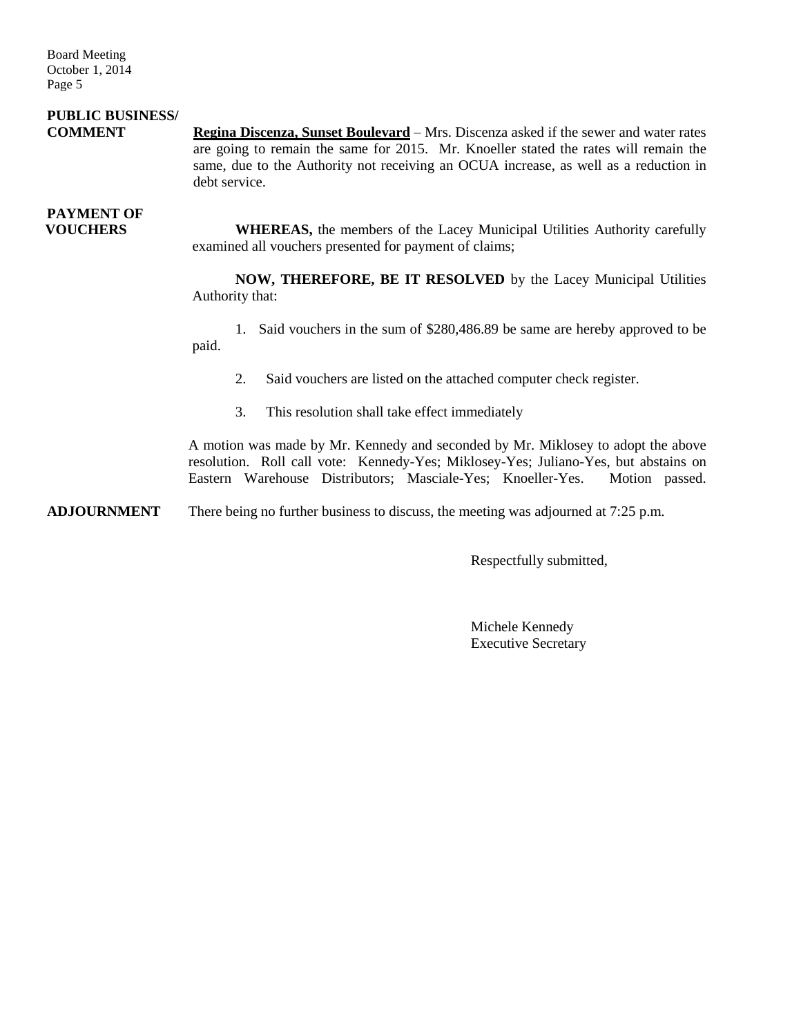**PUBLIC BUSINESS/ COMMENT**

**Regina Discenza, Sunset Boulevard** – Mrs. Discenza asked if the sewer and water rates are going to remain the same for 2015. Mr. Knoeller stated the rates will remain the same, due to the Authority not receiving an OCUA increase, as well as a reduction in debt service.

**PAYMENT OF VOUCHERS**

**WHEREAS,** the members of the Lacey Municipal Utilities Authority carefully examined all vouchers presented for payment of claims;

**NOW, THEREFORE, BE IT RESOLVED** by the Lacey Municipal Utilities Authority that:

1. Said vouchers in the sum of $280,486.89 be same are hereby approved to be paid.
2. Said vouchers are listed on the attached computer check register.
3. This resolution shall take effect immediately

A motion was made by Mr. Kennedy and seconded by Mr. Miklosey to adopt the above resolution. Roll call vote: Kennedy-Yes; Miklosey-Yes; Juliano-Yes, but abstains on Eastern Warehouse Distributors; Masciale-Yes; Knoeller-Yes. Motion passed.

**ADJOURNMENT**

There being no further business to discuss, the meeting was adjourned at 7:25 p.m.

Respectfully submitted,

Michele Kennedy
Executive Secretary